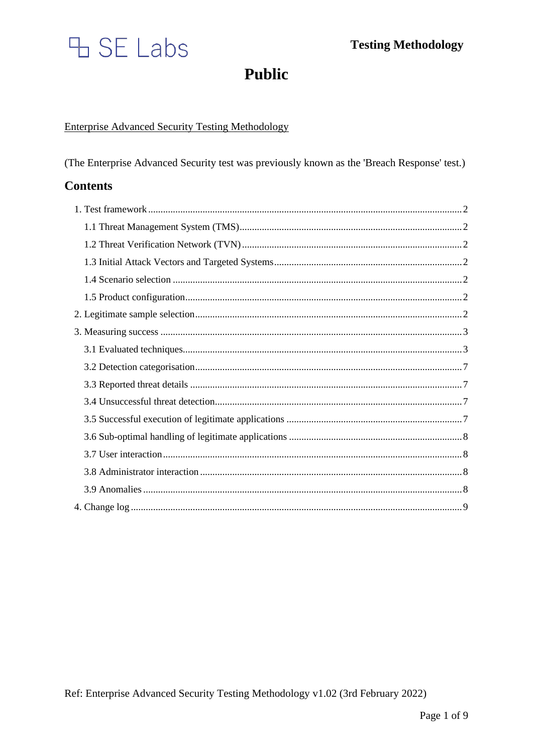SE Labs

**Testing Methodology**

# Public

Enterprise Advanced Security Testing Methodology

(The Enterprise Advanced Security test was previously known as the 'Breach Response' test.)

## Contents

1. Test framework ........ 2
   - 1.1 Threat Management System (TMS) ........ 2
   - 1.2 Threat Verification Network (TVN) ........ 2
   - 1.3 Initial Attack Vectors and Targeted Systems ........ 2
   - 1.4 Scenario selection ........ 2
   - 1.5 Product configuration ........ 2
2. Legitimate sample selection ........ 2
3. Measuring success ........ 3
   - 3.1 Evaluated techniques ........ 3
   - 3.2 Detection categorisation ........ 7
   - 3.3 Reported threat details ........ 7
   - 3.4 Unsuccessful threat detection ........ 7
   - 3.5 Successful execution of legitimate applications ........ 7
   - 3.6 Sub-optimal handling of legitimate applications ........ 8
   - 3.7 User interaction ........ 8
   - 3.8 Administrator interaction ........ 8
   - 3.9 Anomalies ........ 8
4. Change log ........ 9

Ref: Enterprise Advanced Security Testing Methodology v1.02 (3rd February 2022)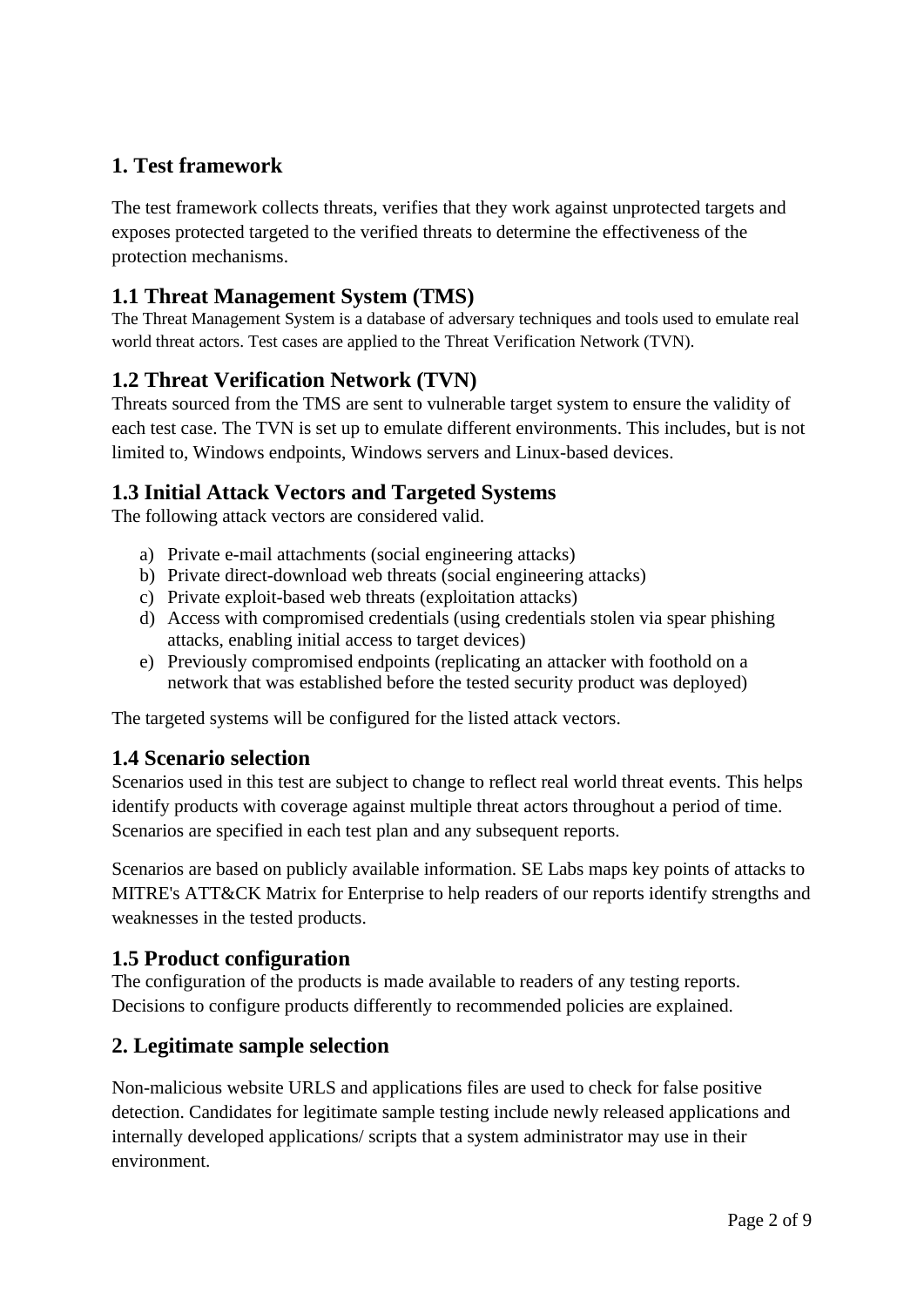## 1. Test framework

The test framework collects threats, verifies that they work against unprotected targets and exposes protected targeted to the verified threats to determine the effectiveness of the protection mechanisms.

### 1.1 Threat Management System (TMS)

The Threat Management System is a database of adversary techniques and tools used to emulate real world threat actors. Test cases are applied to the Threat Verification Network (TVN).

### 1.2 Threat Verification Network (TVN)

Threats sourced from the TMS are sent to vulnerable target system to ensure the validity of each test case. The TVN is set up to emulate different environments. This includes, but is not limited to, Windows endpoints, Windows servers and Linux-based devices.

### 1.3 Initial Attack Vectors and Targeted Systems

The following attack vectors are considered valid.

a) Private e-mail attachments (social engineering attacks)
b) Private direct-download web threats (social engineering attacks)
c) Private exploit-based web threats (exploitation attacks)
d) Access with compromised credentials (using credentials stolen via spear phishing attacks, enabling initial access to target devices)
e) Previously compromised endpoints (replicating an attacker with foothold on a network that was established before the tested security product was deployed)

The targeted systems will be configured for the listed attack vectors.

### 1.4 Scenario selection

Scenarios used in this test are subject to change to reflect real world threat events. This helps identify products with coverage against multiple threat actors throughout a period of time. Scenarios are specified in each test plan and any subsequent reports.

Scenarios are based on publicly available information. SE Labs maps key points of attacks to MITRE's ATT&CK Matrix for Enterprise to help readers of our reports identify strengths and weaknesses in the tested products.

### 1.5 Product configuration

The configuration of the products is made available to readers of any testing reports. Decisions to configure products differently to recommended policies are explained.

## 2. Legitimate sample selection

Non-malicious website URLS and applications files are used to check for false positive detection. Candidates for legitimate sample testing include newly released applications and internally developed applications/ scripts that a system administrator may use in their environment.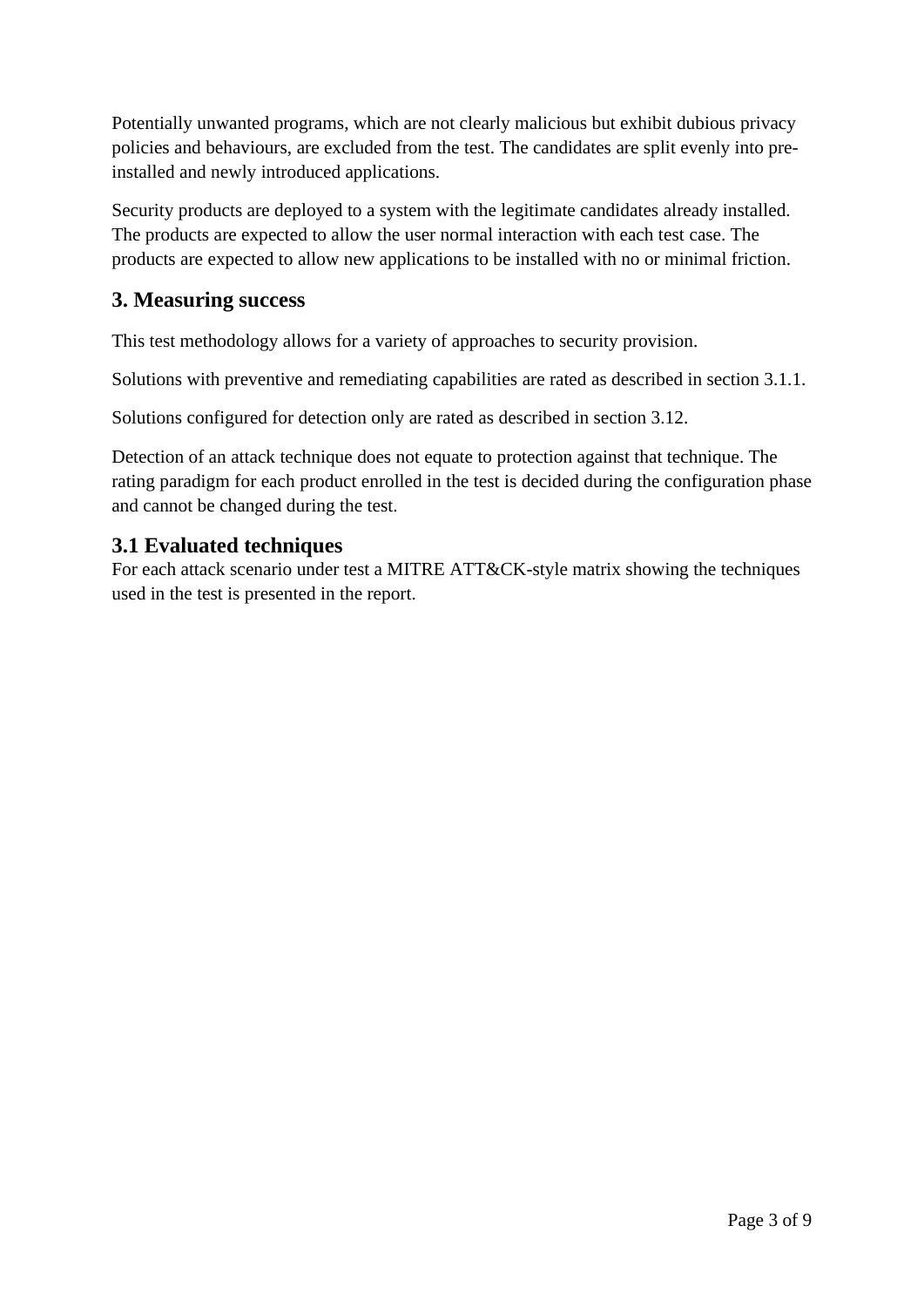Potentially unwanted programs, which are not clearly malicious but exhibit dubious privacy policies and behaviours, are excluded from the test. The candidates are split evenly into pre-installed and newly introduced applications.

Security products are deployed to a system with the legitimate candidates already installed. The products are expected to allow the user normal interaction with each test case. The products are expected to allow new applications to be installed with no or minimal friction.

## 3. Measuring success

This test methodology allows for a variety of approaches to security provision.

Solutions with preventive and remediating capabilities are rated as described in section 3.1.1.

Solutions configured for detection only are rated as described in section 3.12.

Detection of an attack technique does not equate to protection against that technique. The rating paradigm for each product enrolled in the test is decided during the configuration phase and cannot be changed during the test.

### 3.1 Evaluated techniques

For each attack scenario under test a MITRE ATT&CK-style matrix showing the techniques used in the test is presented in the report.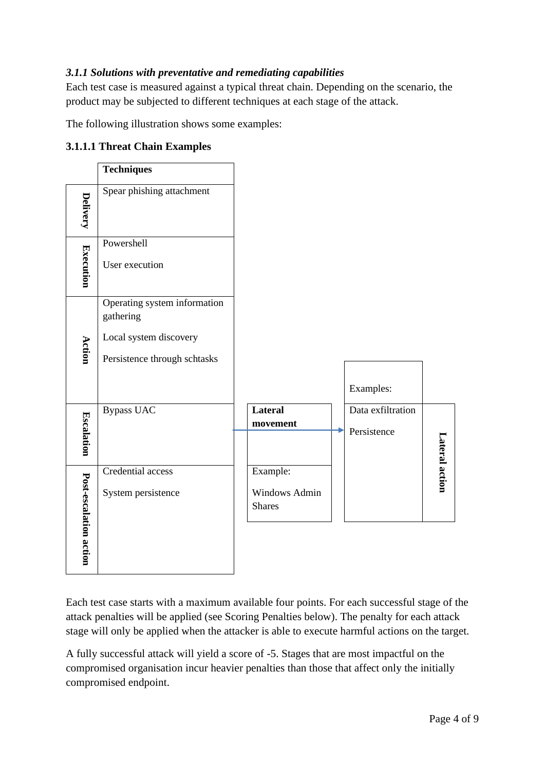### *3.1.1 Solutions with preventative and remediating capabilities*

Each test case is measured against a typical threat chain. Depending on the scenario, the product may be subjected to different techniques at each stage of the attack.

The following illustration shows some examples:

#### 3.1.1.1 Threat Chain Examples

| | **Techniques** |
|---|---|
| **Delivery** | Spear phishing attachment |
| **Execution** | Powershell<br><br>User execution |
| **Action** | Operating system information gathering<br><br>Local system discovery<br><br>Persistence through schtasks |
| **Escalation** | Bypass UAC |
| **Post-escalation action** | Credential access<br><br>System persistence |

| **Lateral movement** |
|---|
| Example:<br><br>Windows Admin Shares |

| | **Lateral action** |
|---|---|
| Examples:<br><br>Data exfiltration<br><br>Persistence | |

Each test case starts with a maximum available four points. For each successful stage of the attack penalties will be applied (see Scoring Penalties below). The penalty for each attack stage will only be applied when the attacker is able to execute harmful actions on the target.

A fully successful attack will yield a score of -5. Stages that are most impactful on the compromised organisation incur heavier penalties than those that affect only the initially compromised endpoint.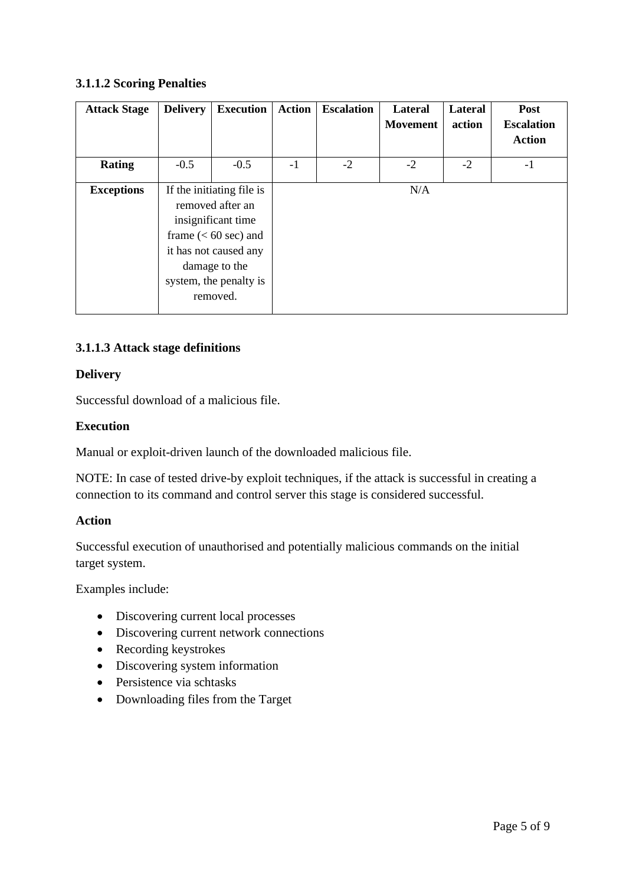### 3.1.1.2 Scoring Penalties

| Attack Stage | Delivery | Execution | Action | Escalation | Lateral Movement | Lateral action | Post Escalation Action |
|---|---|---|---|---|---|---|---|
| **Rating** | -0.5 | -0.5 | -1 | -2 | -2 | -2 | -1 |
| **Exceptions** | If the initiating file is removed after an insignificant time frame (< 60 sec) and it has not caused any damage to the system, the penalty is removed. | | N/A | | | | |

### 3.1.1.3 Attack stage definitions

**Delivery**

Successful download of a malicious file.

**Execution**

Manual or exploit-driven launch of the downloaded malicious file.

NOTE: In case of tested drive-by exploit techniques, if the attack is successful in creating a connection to its command and control server this stage is considered successful.

**Action**

Successful execution of unauthorised and potentially malicious commands on the initial target system.

Examples include:

- Discovering current local processes
- Discovering current network connections
- Recording keystrokes
- Discovering system information
- Persistence via schtasks
- Downloading files from the Target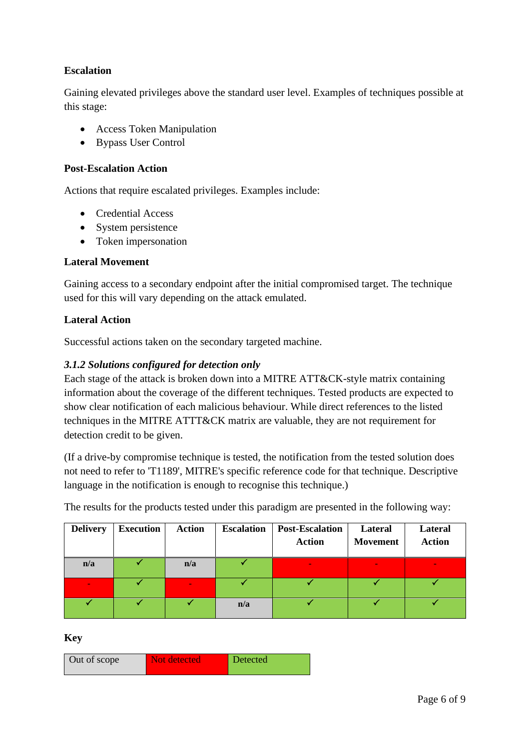**Escalation**

Gaining elevated privileges above the standard user level. Examples of techniques possible at this stage:

- Access Token Manipulation
- Bypass User Control

**Post-Escalation Action**

Actions that require escalated privileges. Examples include:

- Credential Access
- System persistence
- Token impersonation

**Lateral Movement**

Gaining access to a secondary endpoint after the initial compromised target. The technique used for this will vary depending on the attack emulated.

**Lateral Action**

Successful actions taken on the secondary targeted machine.

### *3.1.2 Solutions configured for detection only*

Each stage of the attack is broken down into a MITRE ATT&CK-style matrix containing information about the coverage of the different techniques. Tested products are expected to show clear notification of each malicious behaviour. While direct references to the listed techniques in the MITRE ATTT&CK matrix are valuable, they are not requirement for detection credit to be given.

(If a drive-by compromise technique is tested, the notification from the tested solution does not need to refer to 'T1189', MITRE's specific reference code for that technique. Descriptive language in the notification is enough to recognise this technique.)

The results for the products tested under this paradigm are presented in the following way:

| Delivery | Execution | Action | Escalation | Post-Escalation Action | Lateral Movement | Lateral Action |
|---|---|---|---|---|---|---|
| n/a | ✓ | n/a | ✓ | - | - | - |
| - | ✓ | - | ✓ | ✓ | ✓ | ✓ |
| ✓ | ✓ | ✓ | n/a | ✓ | ✓ | ✓ |

**Key**

| Out of scope | Not detected | Detected |
|---|---|---|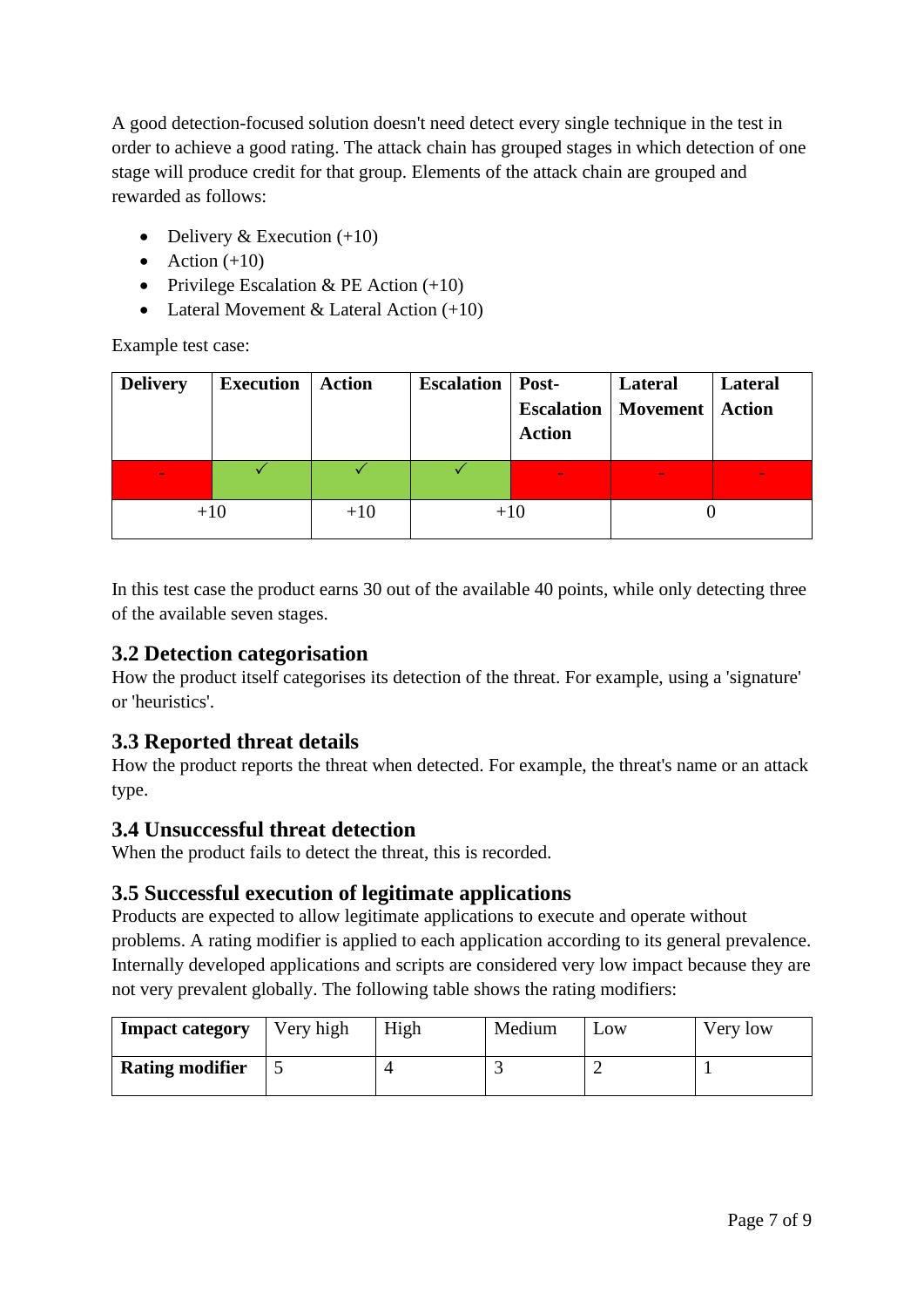A good detection-focused solution doesn't need detect every single technique in the test in order to achieve a good rating. The attack chain has grouped stages in which detection of one stage will produce credit for that group. Elements of the attack chain are grouped and rewarded as follows:

- Delivery & Execution (+10)
- Action (+10)
- Privilege Escalation & PE Action (+10)
- Lateral Movement & Lateral Action (+10)

Example test case:

| Delivery | Execution | Action | Escalation | Post-Escalation Action | Lateral Movement | Lateral Action |
|---|---|---|---|---|---|---|
| - | ✓ | ✓ | ✓ | - | - | - |
| +10 | | +10 | +10 | | 0 | |

In this test case the product earns 30 out of the available 40 points, while only detecting three of the available seven stages.

## 3.2 Detection categorisation

How the product itself categorises its detection of the threat. For example, using a 'signature' or 'heuristics'.

## 3.3 Reported threat details

How the product reports the threat when detected. For example, the threat's name or an attack type.

## 3.4 Unsuccessful threat detection

When the product fails to detect the threat, this is recorded.

## 3.5 Successful execution of legitimate applications

Products are expected to allow legitimate applications to execute and operate without problems. A rating modifier is applied to each application according to its general prevalence. Internally developed applications and scripts are considered very low impact because they are not very prevalent globally. The following table shows the rating modifiers:

| Impact category | Very high | High | Medium | Low | Very low |
|---|---|---|---|---|---|
| Rating modifier | 5 | 4 | 3 | 2 | 1 |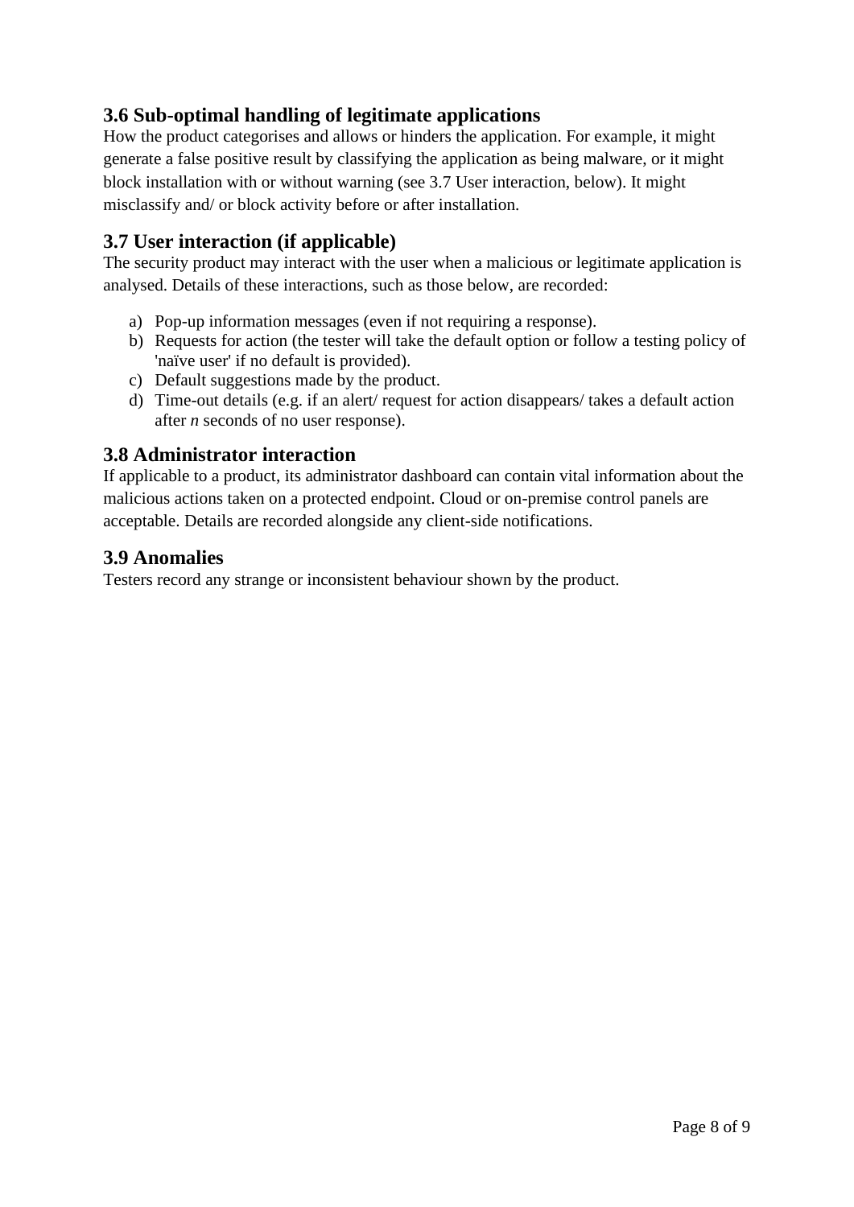### 3.6 Sub-optimal handling of legitimate applications

How the product categorises and allows or hinders the application. For example, it might generate a false positive result by classifying the application as being malware, or it might block installation with or without warning (see 3.7 User interaction, below). It might misclassify and/ or block activity before or after installation.

### 3.7 User interaction (if applicable)

The security product may interact with the user when a malicious or legitimate application is analysed. Details of these interactions, such as those below, are recorded:

a) Pop-up information messages (even if not requiring a response).
b) Requests for action (the tester will take the default option or follow a testing policy of 'naïve user' if no default is provided).
c) Default suggestions made by the product.
d) Time-out details (e.g. if an alert/ request for action disappears/ takes a default action after *n* seconds of no user response).

### 3.8 Administrator interaction

If applicable to a product, its administrator dashboard can contain vital information about the malicious actions taken on a protected endpoint. Cloud or on-premise control panels are acceptable. Details are recorded alongside any client-side notifications.

### 3.9 Anomalies

Testers record any strange or inconsistent behaviour shown by the product.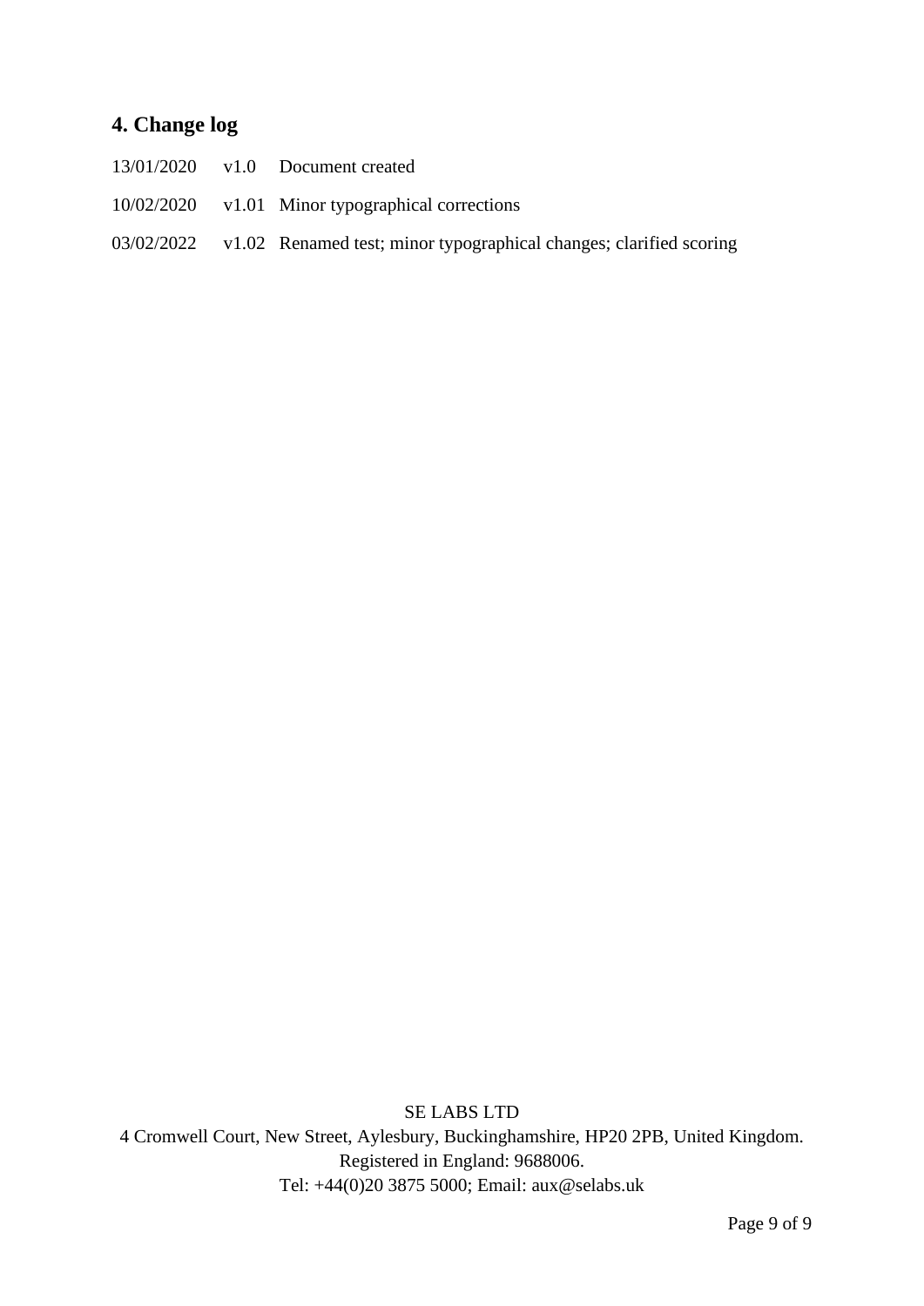## 4. Change log

| | | |
|---|---|---|
| 13/01/2020 | v1.0 | Document created |
| 10/02/2020 | v1.01 | Minor typographical corrections |
| 03/02/2022 | v1.02 | Renamed test; minor typographical changes; clarified scoring |

SE LABS LTD
4 Cromwell Court, New Street, Aylesbury, Buckinghamshire, HP20 2PB, United Kingdom.
Registered in England: 9688006.
Tel: +44(0)20 3875 5000; Email: aux@selabs.uk